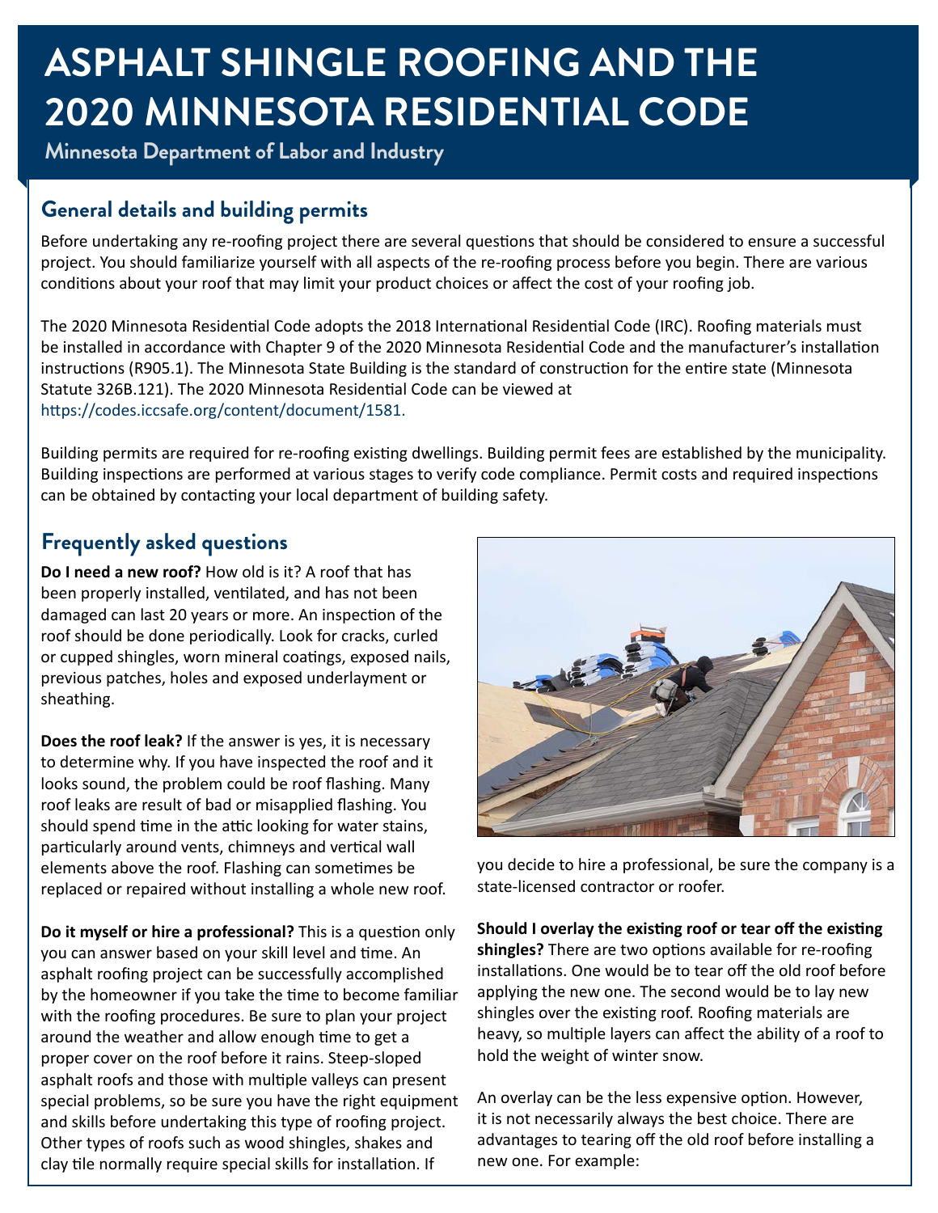# ASPHALT SHINGLE ROOFING AND THE 2020 MINNESOTA RESIDENTIAL CODE

**Minnesota Department of Labor and Industry**

## General details and building permits

Before undertaking any re-roofing project there are several questions that should be considered to ensure a successful project. You should familiarize yourself with all aspects of the re-roofing process before you begin. There are various conditions about your roof that may limit your product choices or affect the cost of your roofing job.

The 2020 Minnesota Residential Code adopts the 2018 International Residential Code (IRC). Roofing materials must be installed in accordance with Chapter 9 of the 2020 Minnesota Residential Code and the manufacturer's installation instructions (R905.1). The Minnesota State Building is the standard of construction for the entire state (Minnesota Statute 326B.121). The 2020 Minnesota Residential Code can be viewed at https://codes.iccsafe.org/content/document/1581.

Building permits are required for re-roofing existing dwellings. Building permit fees are established by the municipality. Building inspections are performed at various stages to verify code compliance. Permit costs and required inspections can be obtained by contacting your local department of building safety.

## Frequently asked questions

**Do I need a new roof?** How old is it? A roof that has been properly installed, ventilated, and has not been damaged can last 20 years or more. An inspection of the roof should be done periodically. Look for cracks, curled or cupped shingles, worn mineral coatings, exposed nails, previous patches, holes and exposed underlayment or sheathing.

**Does the roof leak?** If the answer is yes, it is necessary to determine why. If you have inspected the roof and it looks sound, the problem could be roof flashing. Many roof leaks are result of bad or misapplied flashing. You should spend time in the attic looking for water stains, particularly around vents, chimneys and vertical wall elements above the roof. Flashing can sometimes be replaced or repaired without installing a whole new roof.

**Do it myself or hire a professional?** This is a question only you can answer based on your skill level and time. An asphalt roofing project can be successfully accomplished by the homeowner if you take the time to become familiar with the roofing procedures. Be sure to plan your project around the weather and allow enough time to get a proper cover on the roof before it rains. Steep-sloped asphalt roofs and those with multiple valleys can present special problems, so be sure you have the right equipment and skills before undertaking this type of roofing project. Other types of roofs such as wood shingles, shakes and clay tile normally require special skills for installation. If you decide to hire a professional, be sure the company is a state-licensed contractor or roofer.

**Should I overlay the existing roof or tear off the existing shingles?** There are two options available for re-roofing installations. One would be to tear off the old roof before applying the new one. The second would be to lay new shingles over the existing roof. Roofing materials are heavy, so multiple layers can affect the ability of a roof to hold the weight of winter snow.

An overlay can be the less expensive option. However, it is not necessarily always the best choice. There are advantages to tearing off the old roof before installing a new one. For example: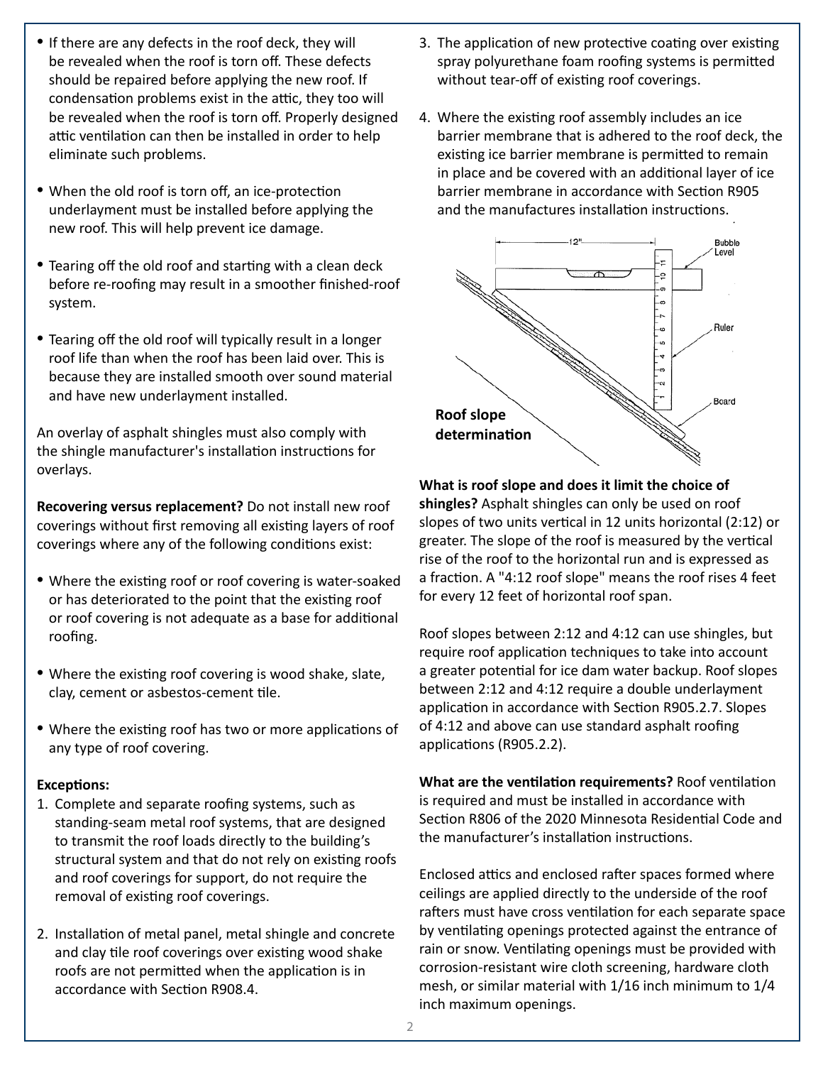- If there are any defects in the roof deck, they will be revealed when the roof is torn off. These defects should be repaired before applying the new roof. If condensation problems exist in the attic, they too will be revealed when the roof is torn off. Properly designed attic ventilation can then be installed in order to help eliminate such problems.
- When the old roof is torn off, an ice-protection underlayment must be installed before applying the new roof. This will help prevent ice damage.
- Tearing off the old roof and starting with a clean deck before re-roofing may result in a smoother finished-roof system.
- Tearing off the old roof will typically result in a longer roof life than when the roof has been laid over. This is because they are installed smooth over sound material and have new underlayment installed.

An overlay of asphalt shingles must also comply with the shingle manufacturer's installation instructions for overlays.

**Recovering versus replacement?** Do not install new roof coverings without first removing all existing layers of roof coverings where any of the following conditions exist:

- Where the existing roof or roof covering is water-soaked or has deteriorated to the point that the existing roof or roof covering is not adequate as a base for additional roofing.
- Where the existing roof covering is wood shake, slate, clay, cement or asbestos-cement tile.
- Where the existing roof has two or more applications of any type of roof covering.

**Exceptions:**

1. Complete and separate roofing systems, such as standing-seam metal roof systems, that are designed to transmit the roof loads directly to the building's structural system and that do not rely on existing roofs and roof coverings for support, do not require the removal of existing roof coverings.
2. Installation of metal panel, metal shingle and concrete and clay tile roof coverings over existing wood shake roofs are not permitted when the application is in accordance with Section R908.4.
3. The application of new protective coating over existing spray polyurethane foam roofing systems is permitted without tear-off of existing roof coverings.
4. Where the existing roof assembly includes an ice barrier membrane that is adhered to the roof deck, the existing ice barrier membrane is permitted to remain in place and be covered with an additional layer of ice barrier membrane in accordance with Section R905 and the manufactures installation instructions.

**Roof slope determination**

**What is roof slope and does it limit the choice of shingles?** Asphalt shingles can only be used on roof slopes of two units vertical in 12 units horizontal (2:12) or greater. The slope of the roof is measured by the vertical rise of the roof to the horizontal run and is expressed as a fraction. A "4:12 roof slope" means the roof rises 4 feet for every 12 feet of horizontal roof span.

Roof slopes between 2:12 and 4:12 can use shingles, but require roof application techniques to take into account a greater potential for ice dam water backup. Roof slopes between 2:12 and 4:12 require a double underlayment application in accordance with Section R905.2.7. Slopes of 4:12 and above can use standard asphalt roofing applications (R905.2.2).

**What are the ventilation requirements?** Roof ventilation is required and must be installed in accordance with Section R806 of the 2020 Minnesota Residential Code and the manufacturer's installation instructions.

Enclosed attics and enclosed rafter spaces formed where ceilings are applied directly to the underside of the roof rafters must have cross ventilation for each separate space by ventilating openings protected against the entrance of rain or snow. Ventilating openings must be provided with corrosion-resistant wire cloth screening, hardware cloth mesh, or similar material with 1/16 inch minimum to 1/4 inch maximum openings.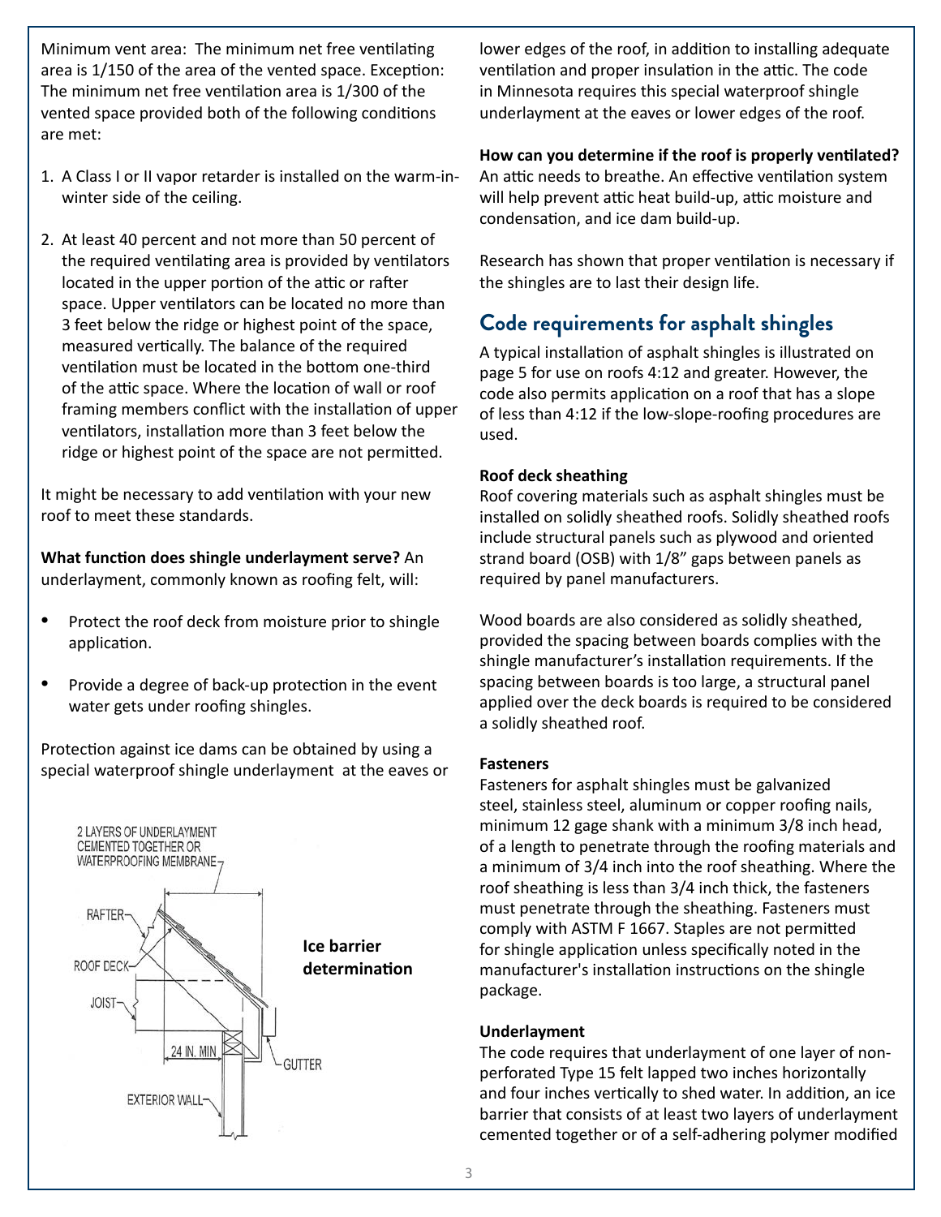Minimum vent area: The minimum net free ventilating area is 1/150 of the area of the vented space. Exception: The minimum net free ventilation area is 1/300 of the vented space provided both of the following conditions are met:

1. A Class I or II vapor retarder is installed on the warm-in-winter side of the ceiling.
2. At least 40 percent and not more than 50 percent of the required ventilating area is provided by ventilators located in the upper portion of the attic or rafter space. Upper ventilators can be located no more than 3 feet below the ridge or highest point of the space, measured vertically. The balance of the required ventilation must be located in the bottom one-third of the attic space. Where the location of wall or roof framing members conflict with the installation of upper ventilators, installation more than 3 feet below the ridge or highest point of the space are not permitted.

It might be necessary to add ventilation with your new roof to meet these standards.

**What function does shingle underlayment serve?** An underlayment, commonly known as roofing felt, will:

- Protect the roof deck from moisture prior to shingle application.
- Provide a degree of back-up protection in the event water gets under roofing shingles.

Protection against ice dams can be obtained by using a special waterproof shingle underlayment at the eaves or lower edges of the roof, in addition to installing adequate ventilation and proper insulation in the attic. The code in Minnesota requires this special waterproof shingle underlayment at the eaves or lower edges of the roof.

2 LAYERS OF UNDERLAYMENT CEMENTED TOGETHER OR WATERPROOFING MEMBRANE

RAFTER

ROOF DECK

JOIST

24 IN. MIN

EXTERIOR WALL

GUTTER

**Ice barrier determination**

**How can you determine if the roof is properly ventilated?** An attic needs to breathe. An effective ventilation system will help prevent attic heat build-up, attic moisture and condensation, and ice dam build-up.

Research has shown that proper ventilation is necessary if the shingles are to last their design life.

## Code requirements for asphalt shingles

A typical installation of asphalt shingles is illustrated on page 5 for use on roofs 4:12 and greater. However, the code also permits application on a roof that has a slope of less than 4:12 if the low-slope-roofing procedures are used.

**Roof deck sheathing**

Roof covering materials such as asphalt shingles must be installed on solidly sheathed roofs. Solidly sheathed roofs include structural panels such as plywood and oriented strand board (OSB) with 1/8" gaps between panels as required by panel manufacturers.

Wood boards are also considered as solidly sheathed, provided the spacing between boards complies with the shingle manufacturer's installation requirements. If the spacing between boards is too large, a structural panel applied over the deck boards is required to be considered a solidly sheathed roof.

**Fasteners**

Fasteners for asphalt shingles must be galvanized steel, stainless steel, aluminum or copper roofing nails, minimum 12 gage shank with a minimum 3/8 inch head, of a length to penetrate through the roofing materials and a minimum of 3/4 inch into the roof sheathing. Where the roof sheathing is less than 3/4 inch thick, the fasteners must penetrate through the sheathing. Fasteners must comply with ASTM F 1667. Staples are not permitted for shingle application unless specifically noted in the manufacturer's installation instructions on the shingle package.

**Underlayment**

The code requires that underlayment of one layer of non-perforated Type 15 felt lapped two inches horizontally and four inches vertically to shed water. In addition, an ice barrier that consists of at least two layers of underlayment cemented together or of a self-adhering polymer modified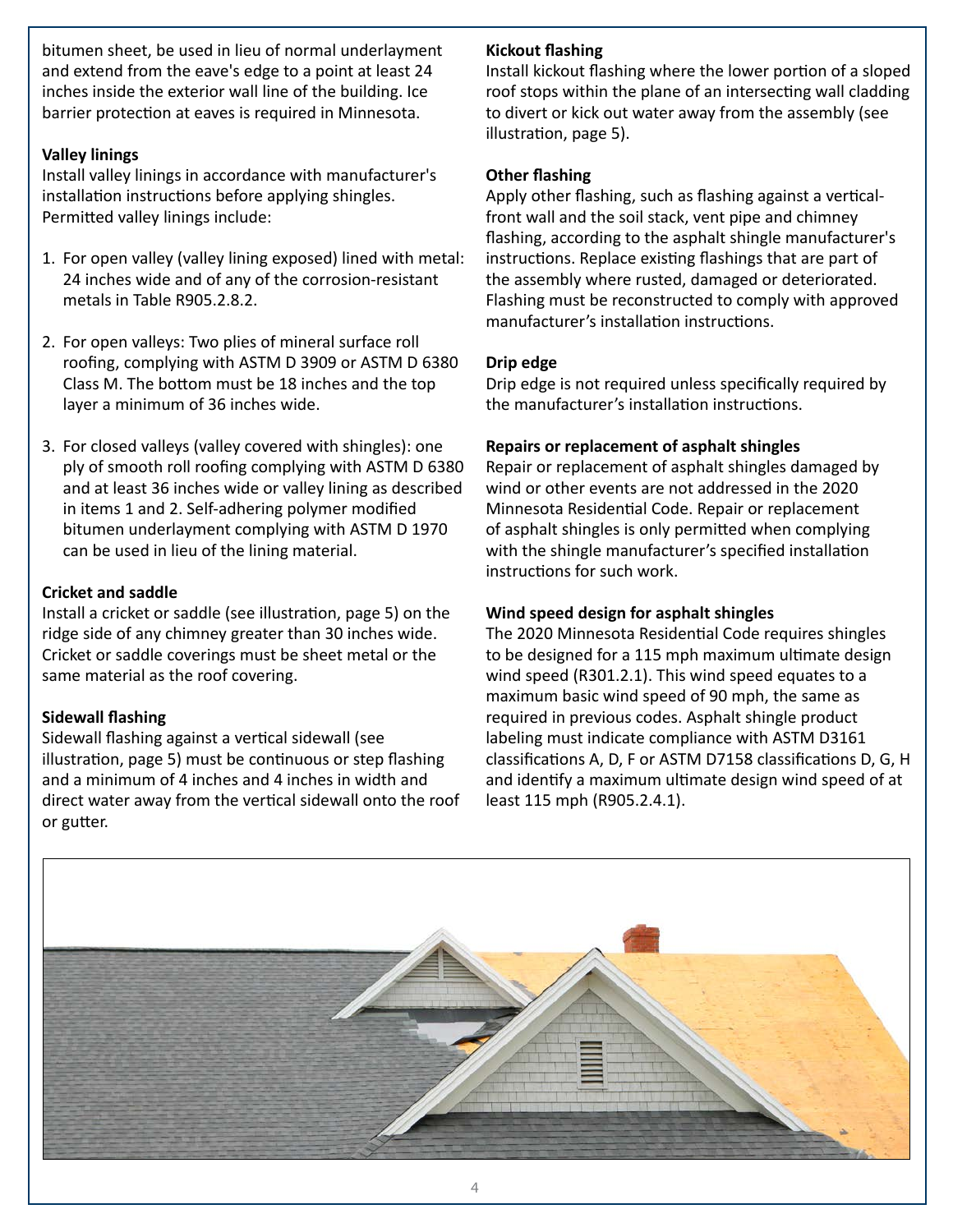bitumen sheet, be used in lieu of normal underlayment and extend from the eave's edge to a point at least 24 inches inside the exterior wall line of the building. Ice barrier protection at eaves is required in Minnesota.

**Valley linings**

Install valley linings in accordance with manufacturer's installation instructions before applying shingles. Permitted valley linings include:

1. For open valley (valley lining exposed) lined with metal: 24 inches wide and of any of the corrosion-resistant metals in Table R905.2.8.2.
2. For open valleys: Two plies of mineral surface roll roofing, complying with ASTM D 3909 or ASTM D 6380 Class M. The bottom must be 18 inches and the top layer a minimum of 36 inches wide.
3. For closed valleys (valley covered with shingles): one ply of smooth roll roofing complying with ASTM D 6380 and at least 36 inches wide or valley lining as described in items 1 and 2. Self-adhering polymer modified bitumen underlayment complying with ASTM D 1970 can be used in lieu of the lining material.

**Cricket and saddle**

Install a cricket or saddle (see illustration, page 5) on the ridge side of any chimney greater than 30 inches wide. Cricket or saddle coverings must be sheet metal or the same material as the roof covering.

**Sidewall flashing**

Sidewall flashing against a vertical sidewall (see illustration, page 5) must be continuous or step flashing and a minimum of 4 inches and 4 inches in width and direct water away from the vertical sidewall onto the roof or gutter.

**Kickout flashing**

Install kickout flashing where the lower portion of a sloped roof stops within the plane of an intersecting wall cladding to divert or kick out water away from the assembly (see illustration, page 5).

**Other flashing**

Apply other flashing, such as flashing against a vertical-front wall and the soil stack, vent pipe and chimney flashing, according to the asphalt shingle manufacturer's instructions. Replace existing flashings that are part of the assembly where rusted, damaged or deteriorated. Flashing must be reconstructed to comply with approved manufacturer's installation instructions.

**Drip edge**

Drip edge is not required unless specifically required by the manufacturer's installation instructions.

**Repairs or replacement of asphalt shingles**

Repair or replacement of asphalt shingles damaged by wind or other events are not addressed in the 2020 Minnesota Residential Code. Repair or replacement of asphalt shingles is only permitted when complying with the shingle manufacturer's specified installation instructions for such work.

**Wind speed design for asphalt shingles**

The 2020 Minnesota Residential Code requires shingles to be designed for a 115 mph maximum ultimate design wind speed (R301.2.1). This wind speed equates to a maximum basic wind speed of 90 mph, the same as required in previous codes. Asphalt shingle product labeling must indicate compliance with ASTM D3161 classifications A, D, F or ASTM D7158 classifications D, G, H and identify a maximum ultimate design wind speed of at least 115 mph (R905.2.4.1).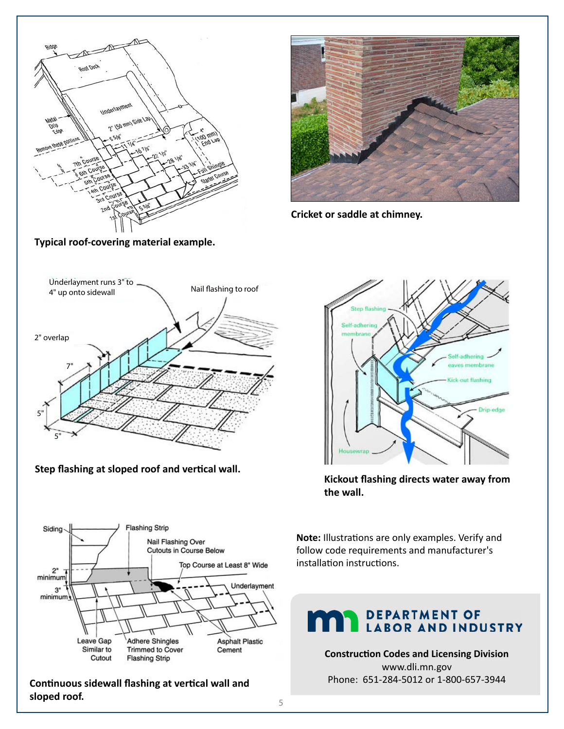Ridge

Roof Deck

Underlayment

Metal Drip Edge

2" (50 mm) Side Lap

Remove these portions

5 5/8"

11 1/4"

16 7/8"

22 1/2"

28 1/8"

33 3/4"

4" (100 mm) End Lap

Full Shingle

Starter Course

7th Course

6th Course

5th Course

4th Course

3rd Course

2nd Course

1st Course

5 5/8"

**Typical roof-covering material example.**

**Cricket or saddle at chimney.**

Underlayment runs 3" to 4" up onto sidewall

Nail flashing to roof

2" overlap

7"

5"

5"

**Step flashing at sloped roof and vertical wall.**

Step flashing

Self-adhering membrane

Self-adhering eaves membrane

Kick-out flashing

Drip-edge

Housewrap

**Kickout flashing directs water away from the wall.**

Siding

Flashing Strip

Nail Flashing Over Cutouts in Course Below

Top Course at Least 8" Wide

2" minimum

3" minimum

Underlayment

Leave Gap Similar to Cutout

Adhere Shingles Trimmed to Cover Flashing Strip

Asphalt Plastic Cement

**Continuous sidewall flashing at vertical wall and sloped roof.**

**Note:** Illustrations are only examples. Verify and follow code requirements and manufacturer's installation instructions.

DEPARTMENT OF LABOR AND INDUSTRY

**Construction Codes and Licensing Division**

www.dli.mn.gov

Phone: 651-284-5012 or 1-800-657-3944